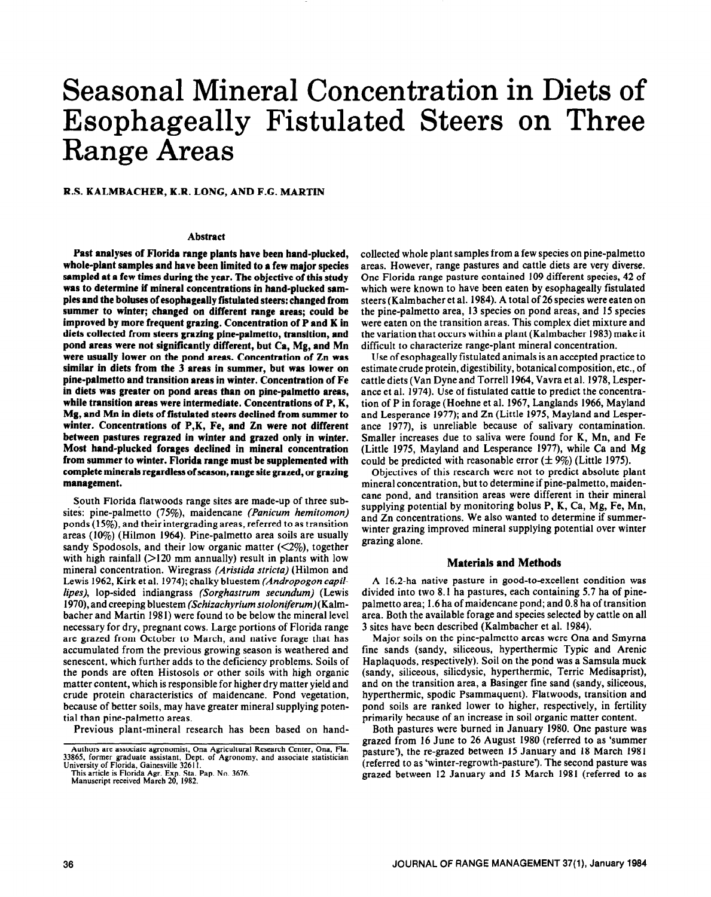# Seasonal Mineral Concentration in Diets of Esophageally Fistulated Steers on Three Range Areas

**R.S. KALMBACHER, K.R. LONG, AND F.G. MARTIN**

## Abstract

**Past analyses of Florida range plants have been hand-plucked, whole-plant samples and have been limited to a few major species sampled at a few times during the year. The objective of this study was to determine if mineral concentrations in hand-plucked samples and the boluses of esophageally fistulated steers: changed from summer to winter; changed on different range areas; could be improved by more frequent grazing. Concentration of P and K in diets collected from steers grazing pine-palmetto, transition, and pond areas were not significantly different, but Ca, Mg, and Mn were usually lower on the pond areas. Concentration of Zn was similar in diets from the 3 areas in summer, but was lower on pine-palmetto and transition areas in winter. Concentration of Fe in diets was greater on pond areas than on pine-palmetto areas, while transition areas were intermediate. Concentrations of P, K, Mg, and Mn in diets of fistulated steers declined from summer to winter. Concentrations of P,K, Fe, and Zn were not different between pastures regrazed in winter and grazed only in winter. Most hand-plucked forages declined in mineral concentration from summer to winter. Florida range must be supplemented with complete minerals regardless of season, range site grazed, or grazing management.**

South Florida flatwoods range sites are made-up of three subsites: pine-palmetto (75%), maidencane *(Panicum hemitomon)* ponds (15%), and their intergrading areas, referred to as transition areas (10%) (Hilmon 1964). Pine-palmetto area soils are usually sandy Spodosols, and their low organic matter (<2%), together with high rainfall (>120 mm annually) result in plants with low mineral concentration. Wiregrass *(Aristida stricta)* (Hilmon and Lewis 1962, Kirk et al. 1974); chalky bluestem *(Andropogon capillipes)*, lop-sided indiangrass *(Sorghastrum secundum)* (Lewis 1970), and creeping bluestem *(Schizachyrium stoloniferum)* (Kalmbacher and Martin 1981) were found to be below the mineral level necessary for dry, pregnant cows. Large portions of Florida range are grazed from October to March, and native forage that has accumulated from the previous growing season is weathered and senescent, which further adds to the deficiency problems. Soils of the ponds are often Histosols or other soils with high organic matter content, which is responsible for higher dry matter yield and crude protein characteristics of maidencane. Pond vegetation, because of better soils, may have greater mineral supplying potential than pine-palmetto areas.

Previous plant-mineral research has been based on hand-collected whole plant samples from a few species on pine-palmetto areas. However, range pastures and cattle diets are very diverse. One Florida range pasture contained 109 different species, 42 of which were known to have been eaten by esophageally fistulated steers (Kalmbacher et al. 1984). A total of 26 species were eaten on the pine-palmetto area, 13 species on pond areas, and 15 species were eaten on the transition areas. This complex diet mixture and the variation that occurs within a plant (Kalmbacher 1983) make it difficult to characterize range-plant mineral concentration.

Use of esophageally fistulated animals is an accepted practice to estimate crude protein, digestibility, botanical composition, etc., of cattle diets (Van Dyne and Torrell 1964, Vavra et al. 1978, Lesperance et al. 1974). Use of fistulated cattle to predict the concentration of P in forage (Hoehne et al. 1967, Langlands 1966, Mayland and Lesperance 1977); and Zn (Little 1975, Mayland and Lesperance 1977), is unreliable because of salivary contamination. Smaller increases due to saliva were found for K, Mn, and Fe (Little 1975, Mayland and Lesperance 1977), while Ca and Mg could be predicted with reasonable error (± 9%) (Little 1975).

Objectives of this research were not to predict absolute plant mineral concentration, but to determine if pine-palmetto, maidencane pond, and transition areas were different in their mineral supplying potential by monitoring bolus P, K, Ca, Mg, Fe, Mn, and Zn concentrations. We also wanted to determine if summer-winter grazing improved mineral supplying potential over winter grazing alone.

## Materials and Methods

A 16.2-ha native pasture in good-to-excellent condition was divided into two 8.1 ha pastures, each containing 5.7 ha of pine-palmetto area; 1.6 ha of maidencane pond; and 0.8 ha of transition area. Both the available forage and species selected by cattle on all 3 sites have been described (Kalmbacher et al. 1984).

Major soils on the pine-palmetto areas were Ona and Smyrna fine sands (sandy, siliceous, hyperthermic Typic and Arenic Haplaquods, respectively). Soil on the pond was a Samsula muck (sandy, siliceous, silicdysic, hyperthermic, Terric Medisaprist), and on the transition area, a Basinger fine sand (sandy, siliceous, hyperthermic, spodic Psammaquent). Flatwoods, transition and pond soils are ranked lower to higher, respectively, in fertility primarily because of an increase in soil organic matter content.

Both pastures were burned in January 1980. One pasture was grazed from 16 June to 26 August 1980 (referred to as 'summer pasture'), the re-grazed between 15 January and 18 March 1981 (referred to as 'winter-regrowth-pasture'). The second pasture was grazed between 12 January and 15 March 1981 (referred to as

Authors are associate agronomist, Ona Agricultural Research Center, Ona, Fla. 33865, former graduate assistant, Dept. of Agronomy, and associate statistician University of Florida, Gainesville 32611.

This article is Florida Agr. Exp. Sta. Pap. No. 3676.

Manuscript received March 20, 1982.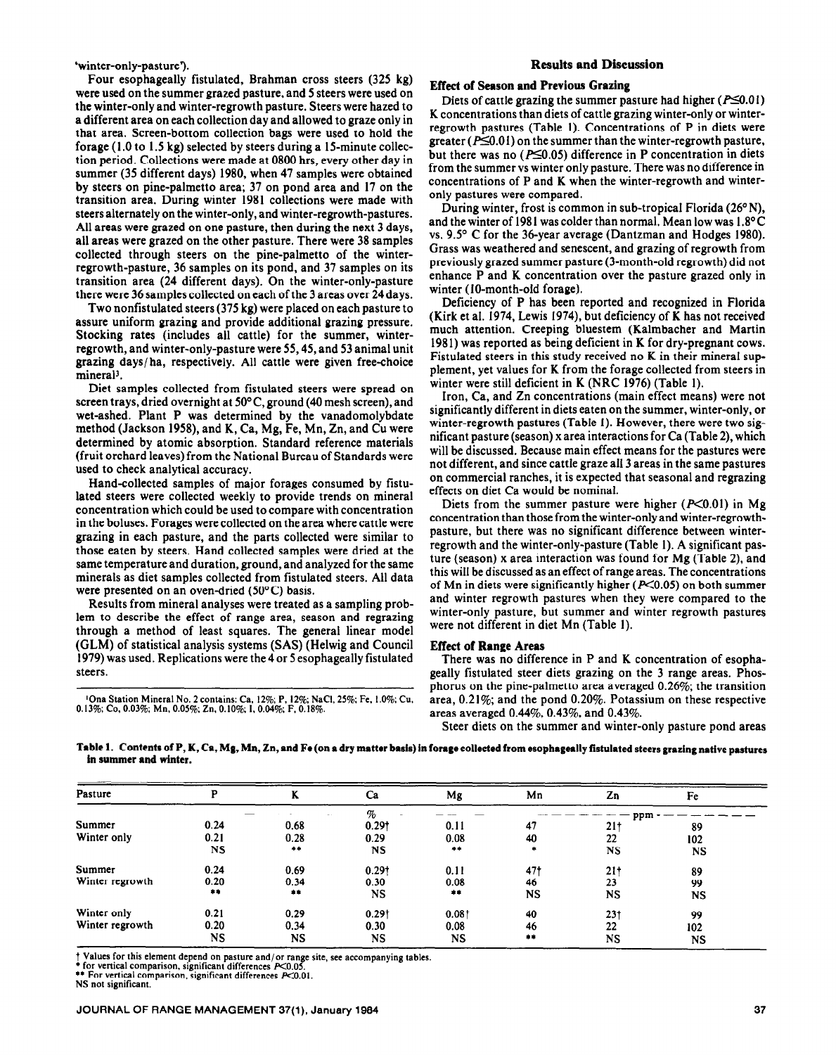'winter-only-pasture').

Four esophageally fistulated, Brahman cross steers (325 kg) were used on the summer grazed pasture, and 5 steers were used on the winter-only and winter-regrowth pasture. Steers were hazed to a different area on each collection day and allowed to graze only in that area. Screen-bottom collection bags were used to hold the forage (1.0 to 1.5 kg) selected by steers during a 15-minute collection period. Collections were made at 0800 hrs, every other day in summer (35 different days) 1980, when 47 samples were obtained by steers on pine-palmetto area; 37 on pond area and 17 on the transition area. During winter 1981 collections were made with steers alternately on the winter-only, and winter-regrowth-pastures. All areas were grazed on one pasture, then during the next 3 days, all areas were grazed on the other pasture. There were 38 samples collected through steers on the pine-palmetto of the winter-regrowth-pasture, 36 samples on its pond, and 37 samples on its transition area (24 different days). On the winter-only-pasture there were 36 samples collected on each of the 3 areas over 24 days.

Two nonfistulated steers (375 kg) were placed on each pasture to assure uniform grazing and provide additional grazing pressure. Stocking rates (includes all cattle) for the summer, winter-regrowth, and winter-only-pasture were 55, 45, and 53 animal unit grazing days/ha, respectively. All cattle were given free-choice mineral[3].

Diet samples collected from fistulated steers were spread on screen trays, dried overnight at 50°C, ground (40 mesh screen), and wet-ashed. Plant P was determined by the vanadomolybdate method (Jackson 1958), and K, Ca, Mg, Fe, Mn, Zn, and Cu were determined by atomic absorption. Standard reference materials (fruit orchard leaves) from the National Bureau of Standards were used to check analytical accuracy.

Hand-collected samples of major forages consumed by fistulated steers were collected weekly to provide trends on mineral concentration which could be used to compare with concentration in the boluses. Forages were collected on the area where cattle were grazing in each pasture, and the parts collected were similar to those eaten by steers. Hand collected samples were dried at the same temperature and duration, ground, and analyzed for the same minerals as diet samples collected from fistulated steers. All data were presented on an oven-dried (50°C) basis.

Results from mineral analyses were treated as a sampling problem to describe the effect of range area, season and regrazing through a method of least squares. The general linear model (GLM) of statistical analysis systems (SAS) (Helwig and Council 1979) was used. Replications were the 4 or 5 esophageally fistulated steers.

[3]Ona Station Mineral No. 2 contains: Ca, 12%; P, 12%; NaCl, 25%; Fe, 1.0%; Cu, 0.13%; Co, 0.03%; Mn, 0.05%; Zn, 0.10%; I, 0.04%; F, 0.18%.

## Results and Discussion

### Effect of Season and Previous Grazing

Diets of cattle grazing the summer pasture had higher ($P\leq0.01$) K concentrations than diets of cattle grazing winter-only or winter-regrowth pastures (Table 1). Concentrations of P in diets were greater ($P\leq0.01$) on the summer than the winter-regrowth pasture, but there was no ($P\leq0.05$) difference in P concentration in diets from the summer vs winter only pasture. There was no difference in concentrations of P and K when the winter-regrowth and winter-only pastures were compared.

During winter, frost is common in sub-tropical Florida (26° N), and the winter of 1981 was colder than normal. Mean low was 1.8°C vs. 9.5° C for the 36-year average (Dantzman and Hodges 1980). Grass was weathered and senescent, and grazing of regrowth from previously grazed summer pasture (3-month-old regrowth) did not enhance P and K concentration over the pasture grazed only in winter (10-month-old forage).

Deficiency of P has been reported and recognized in Florida (Kirk et al. 1974, Lewis 1974), but deficiency of K has not received much attention. Creeping bluestem (Kalmbacher and Martin 1981) was reported as being deficient in K for dry-pregnant cows. Fistulated steers in this study received no K in their mineral supplement, yet values for K from the forage collected from steers in winter were still deficient in K (NRC 1976) (Table 1).

Iron, Ca, and Zn concentrations (main effect means) were not significantly different in diets eaten on the summer, winter-only, or winter-regrowth pastures (Table 1). However, there were two significant pasture (season) x area interactions for Ca (Table 2), which will be discussed. Because main effect means for the pastures were not different, and since cattle graze all 3 areas in the same pastures on commercial ranches, it is expected that seasonal and regrazing effects on diet Ca would be nominal.

Diets from the summer pasture were higher ($P<0.01$) in Mg concentration than those from the winter-only and winter-regrowth-pasture, but there was no significant difference between winter-regrowth and the winter-only-pasture (Table 1). A significant pasture (season) x area interaction was found for Mg (Table 2), and this will be discussed as an effect of range areas. The concentrations of Mn in diets were significantly higher ($P<0.05$) on both summer and winter regrowth pastures when they were compared to the winter-only pasture, but summer and winter regrowth pastures were not different in diet Mn (Table 1).

### Effect of Range Areas

There was no difference in P and K concentration of esophageally fistulated steer diets grazing on the 3 range areas. Phosphorus on the pine-palmetto area averaged 0.26%; the transition area, 0.21%; and the pond 0.20%. Potassium on these respective areas averaged 0.44%, 0.43%, and 0.43%.

Steer diets on the summer and winter-only pasture pond areas

**Table 1. Contents of P, K, Ca, Mg, Mn, Zn, and Fe (on a dry matter basis) in forage collected from esophageally fistulated steers grazing native pastures in summer and winter.**

| Pasture | P | K | Ca | Mg | Mn | Zn | Fe |
|---|---|---|---|---|---|---|---|
| | | | % | | | ppm | |
| Summer | 0.24 | 0.68 | 0.29† | 0.11 | 47 | 21† | 89 |
| Winter only | 0.21 | 0.28 | 0.29 | 0.08 | 40 | 22 | 102 |
| | NS | ** | NS | ** | * | NS | NS |
| Summer | 0.24 | 0.69 | 0.29† | 0.11 | 47† | 21† | 89 |
| Winter regrowth | 0.20 | 0.34 | 0.30 | 0.08 | 46 | 23 | 99 |
| | ** | ** | NS | ** | NS | NS | NS |
| Winter only | 0.21 | 0.29 | 0.29† | 0.08† | 40 | 23† | 99 |
| Winter regrowth | 0.20 | 0.34 | 0.30 | 0.08 | 46 | 22 | 102 |
| | NS | NS | NS | NS | ** | NS | NS |

† Values for this element depend on pasture and/or range site, see accompanying tables.
\* for vertical comparison, significant differences $P<0.05$.
\*\* For vertical comparison, significant differences $P<0.01$.
NS not significant.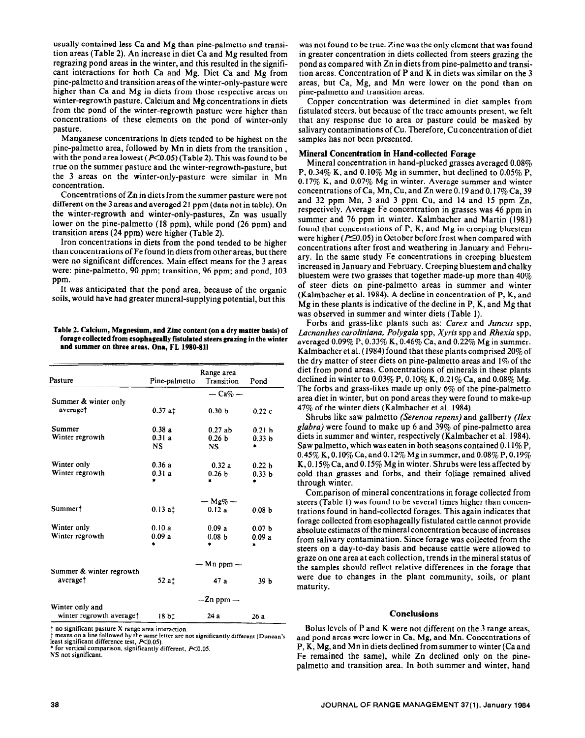usually contained less Ca and Mg than pine-palmetto and transition areas (Table 2). An increase in diet Ca and Mg resulted from regrazing pond areas in the winter, and this resulted in the significant interactions for both Ca and Mg. Diet Ca and Mg from pine-palmetto and transition areas of the winter-only-pasture were higher than Ca and Mg in diets from those respective areas on winter-regrowth pasture. Calcium and Mg concentrations in diets from the pond of the winter-regrowth pasture were higher than concentrations of these elements on the pond of winter-only pasture.

Manganese concentrations in diets tended to be highest on the pine-palmetto area, followed by Mn in diets from the transition, with the pond area lowest ($P<0.05$) (Table 2). This was found to be true on the summer pasture and the winter-regrowth-pasture, but the 3 areas on the winter-only-pasture were similar in Mn concentration.

Concentrations of Zn in diets from the summer pasture were not different on the 3 areas and averaged 21 ppm (data not in table). On the winter-regrowth and winter-only-pastures, Zn was usually lower on the pine-palmetto (18 ppm), while pond (26 ppm) and transition areas (24 ppm) were higher (Table 2).

Iron concentrations in diets from the pond tended to be higher than concentrations of Fe found in diets from other areas, but there were no significant differences. Main effect means for the 3 areas were: pine-palmetto, 90 ppm; transition, 96 ppm; and pond, 103 ppm.

It was anticipated that the pond area, because of the organic soils, would have had greater mineral-supplying potential, but this was not found to be true. Zinc was the only element that was found in greater concentration in diets collected from steers grazing the pond as compared with Zn in diets from pine-palmetto and transition areas. Concentration of P and K in diets was similar on the 3 areas, but Ca, Mg, and Mn were lower on the pond than on pine-palmetto and transition areas.

Copper concentration was determined in diet samples from fistulated steers, but because of the trace amounts present, we felt that any response due to area or pasture could be masked by salivary contaminations of Cu. Therefore, Cu concentration of diet samples has not been presented.

**Table 2. Calcium, Magnesium, and Zinc content (on a dry matter basis) of forage collected from esophageally fistulated steers grazing in the winter and summer on three areas. Ona, FL 1980-81**

| Pasture | Range area | | |
|---|---|---|---|
| | Pine-palmetto | Transition | Pond |
| | — Ca% — | | |
| Summer & winter only average† | 0.37 a‡ | 0.30 b | 0.22 c |
| Summer | 0.38 a | 0.27 ab | 0.21 b |
| Winter regrowth | 0.31 a | 0.26 b | 0.33 b |
| | NS | NS | * |
| Winter only | 0.36 a | 0.32 a | 0.22 b |
| Winter regrowth | 0.31 a | 0.26 b | 0.33 b |
| | * | * | * |
| | — Mg% — | | |
| Summer† | 0.13 a‡ | 0.12 a | 0.08 b |
| Winter only | 0.10 a | 0.09 a | 0.07 b |
| Winter regrowth | 0.09 a | 0.08 b | 0.09 a |
| | * | * | * |
| | — Mn ppm — | | |
| Summer & winter regrowth average† | 52 a‡ | 47 a | 39 b |
| | —Zn ppm — | | |
| Winter only and winter regrowth average† | 18 b‡ | 24 a | 26 a |

† no significant pasture X range area interaction.
‡ means on a line followed by the same letter are not significantly different (Duncan's least significant difference test, $P<0.05$).
* for vertical comparison, significantly different, $P<0.05$.
NS not significant.

### Mineral Concentration in Hand-collected Forage

Mineral concentration in hand-plucked grasses averaged 0.08% P, 0.34% K, and 0.10% Mg in summer, but declined to 0.05% P, 0.17% K, and 0.07% Mg in winter. Average summer and winter concentrations of Ca, Mn, Cu, and Zn were 0.19 and 0.17% Ca, 39 and 32 ppm Mn, 3 and 3 ppm Cu, and 14 and 15 ppm Zn, respectively. Average Fe concentration in grasses was 46 ppm in summer and 76 ppm in winter. Kalmbacher and Martin (1981) found that concentrations of P, K, and Mg in creeping bluestem were higher ($P\leq0.05$) in October before frost when compared with concentrations after frost and weathering in January and February. In the same study Fe concentrations in creeping bluestem increased in January and February. Creeping bluestem and chalky bluestem were two grasses that together made-up more than 40% of steer diets on pine-palmetto areas in summer and winter (Kalmbacher et al. 1984). A decline in concentration of P, K, and Mg in these plants is indicative of the decline in P, K, and Mg that was observed in summer and winter diets (Table 1).

Forbs and grass-like plants such as: *Carex* and *Juncus* spp, *Lacnanthes caroliniana, Polygala* spp, *Xyris* spp and *Rhexia* spp, averaged 0.09% P, 0.33% K, 0.46% Ca, and 0.22% Mg in summer. Kalmbacher et al. (1984) found that these plants comprised 20% of the dry matter of steer diets on pine-palmetto areas and 1% of the diet from pond areas. Concentrations of minerals in these plants declined in winter to 0.03% P, 0.10% K, 0.21% Ca, and 0.08% Mg. The forbs and grass-likes made up only 6% of the pine-palmetto area diet in winter, but on pond areas they were found to make-up 47% of the winter diets (Kalmbacher et al. 1984).

Shrubs like saw palmetto *(Serenoa repens)* and gallberry *(Ilex glabra)* were found to make up 6 and 39% of pine-palmetto area diets in summer and winter, respectively (Kalmbacher et al. 1984). Saw palmetto, which was eaten in both seasons contained 0.11% P, 0.45% K, 0.10% Ca, and 0.12% Mg in summer, and 0.08% P, 0.19% K, 0.15% Ca, and 0.15% Mg in winter. Shrubs were less affected by cold than grasses and forbs, and their foliage remained alived through winter.

Comparison of mineral concentrations in forage collected from steers (Table 1) was found to be several times higher than concentrations found in hand-collected forages. This again indicates that forage collected from esophageally fistulated cattle cannot provide absolute estimates of the mineral concentration because of increases from salivary contamination. Since forage was collected from the steers on a day-to-day basis and because cattle were allowed to graze on one area at each collection, trends in the mineral status of the samples should reflect relative differences in the forage that were due to changes in the plant community, soils, or plant maturity.

## Conclusions

Bolus levels of P and K were not different on the 3 range areas, and pond areas were lower in Ca, Mg, and Mn. Concentrations of P, K, Mg, and Mn in diets declined from summer to winter (Ca and Fe remained the same), while Zn declined only on the pine-palmetto and transition area. In both summer and winter, hand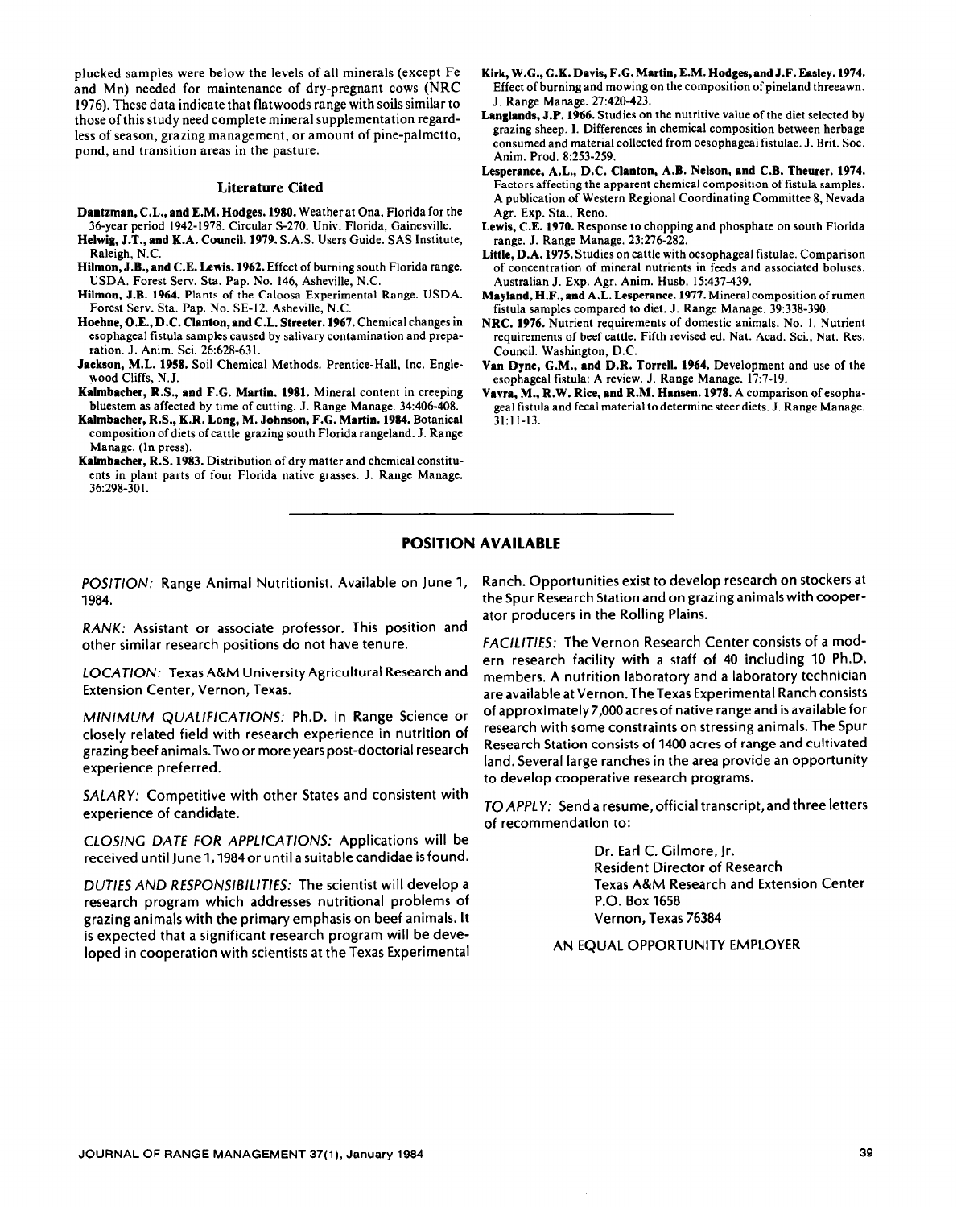plucked samples were below the levels of all minerals (except Fe and Mn) needed for maintenance of dry-pregnant cows (NRC 1976). These data indicate that flatwoods range with soils similar to those of this study need complete mineral supplementation regardless of season, grazing management, or amount of pine-palmetto, pond, and transition areas in the pasture.

## Literature Cited

**Dantzman, C.L., and E.M. Hodges. 1980.** Weather at Ona, Florida for the 36-year period 1942-1978. Circular S-270. Univ. Florida, Gainesville.

**Helwig, J.T., and K.A. Council. 1979.** S.A.S. Users Guide. SAS Institute, Raleigh, N.C.

**Hilmon, J.B., and C.E. Lewis. 1962.** Effect of burning south Florida range. USDA. Forest Serv. Sta. Pap. No. 146, Asheville, N.C.

**Hilmon, J.B. 1964.** Plants of the Caloosa Experimental Range. USDA. Forest Serv. Sta. Pap. No. SE-12. Asheville, N.C.

**Hoehne, O.E., D.C. Clanton, and C.L. Streeter. 1967.** Chemical changes in esophageal fistula samples caused by salivary contamination and preparation. J. Anim. Sci. 26:628-631.

**Jackson, M.L. 1958.** Soil Chemical Methods. Prentice-Hall, Inc. Englewood Cliffs, N.J.

**Kalmbacher, R.S., and F.G. Martin. 1981.** Mineral content in creeping bluestem as affected by time of cutting. J. Range Manage. 34:406-408.

**Kalmbacher, R.S., K.R. Long, M. Johnson, F.G. Martin. 1984.** Botanical composition of diets of cattle grazing south Florida rangeland. J. Range Manage. (In press).

**Kalmbacher, R.S. 1983.** Distribution of dry matter and chemical constituents in plant parts of four Florida native grasses. J. Range Manage. 36:298-301.

**Kirk, W.G., G.K. Davis, F.G. Martin, E.M. Hodges, and J.F. Easley. 1974.** Effect of burning and mowing on the composition of pineland threeawn. J. Range Manage. 27:420-423.

**Langlands, J.P. 1966.** Studies on the nutritive value of the diet selected by grazing sheep. I. Differences in chemical composition between herbage consumed and material collected from oesophageal fistulae. J. Brit. Soc. Anim. Prod. 8:253-259.

**Lesperance, A.L., D.C. Clanton, A.B. Nelson, and C.B. Theurer. 1974.** Factors affecting the apparent chemical composition of fistula samples. A publication of Western Regional Coordinating Committee 8, Nevada Agr. Exp. Sta., Reno.

**Lewis, C.E. 1970.** Response to chopping and phosphate on south Florida range. J. Range Manage. 23:276-282.

**Little, D.A. 1975.** Studies on cattle with oesophageal fistulae. Comparison of concentration of mineral nutrients in feeds and associated boluses. Australian J. Exp. Agr. Anim. Husb. 15:437-439.

**Mayland, H.F., and A.L. Lesperance. 1977.** Mineral composition of rumen fistula samples compared to diet. J. Range Manage. 39:338-390.

**NRC. 1976.** Nutrient requirements of domestic animals. No. 1. Nutrient requirements of beef cattle. Fifth revised ed. Nat. Acad. Sci., Nat. Res. Council. Washington, D.C.

**Van Dyne, G.M., and D.R. Torrell. 1964.** Development and use of the esophageal fistula: A review. J. Range Manage. 17:7-19.

**Vavra, M., R.W. Rice, and R.M. Hansen. 1978.** A comparison of esophageal fistula and fecal material to determine steer diets. J. Range Manage. 31:11-13.

## POSITION AVAILABLE

*POSITION:* Range Animal Nutritionist. Available on June 1, 1984.

*RANK:* Assistant or associate professor. This position and other similar research positions do not have tenure.

*LOCATION:* Texas A&M University Agricultural Research and Extension Center, Vernon, Texas.

*MINIMUM QUALIFICATIONS:* Ph.D. in Range Science or closely related field with research experience in nutrition of grazing beef animals. Two or more years post-doctorial research experience preferred.

*SALARY:* Competitive with other States and consistent with experience of candidate.

*CLOSING DATE FOR APPLICATIONS:* Applications will be received until June 1, 1984 or until a suitable candidae is found.

*DUTIES AND RESPONSIBILITIES:* The scientist will develop a research program which addresses nutritional problems of grazing animals with the primary emphasis on beef animals. It is expected that a significant research program will be developed in cooperation with scientists at the Texas Experimental Ranch. Opportunities exist to develop research on stockers at the Spur Research Station and on grazing animals with cooperator producers in the Rolling Plains.

*FACILITIES:* The Vernon Research Center consists of a modern research facility with a staff of 40 including 10 Ph.D. members. A nutrition laboratory and a laboratory technician are available at Vernon. The Texas Experimental Ranch consists of approximately 7,000 acres of native range and is available for research with some constraints on stressing animals. The Spur Research Station consists of 1400 acres of range and cultivated land. Several large ranches in the area provide an opportunity to develop cooperative research programs.

*TO APPLY:* Send a resume, official transcript, and three letters of recommendation to:

Dr. Earl C. Gilmore, Jr.
Resident Director of Research
Texas A&M Research and Extension Center
P.O. Box 1658
Vernon, Texas 76384

AN EQUAL OPPORTUNITY EMPLOYER